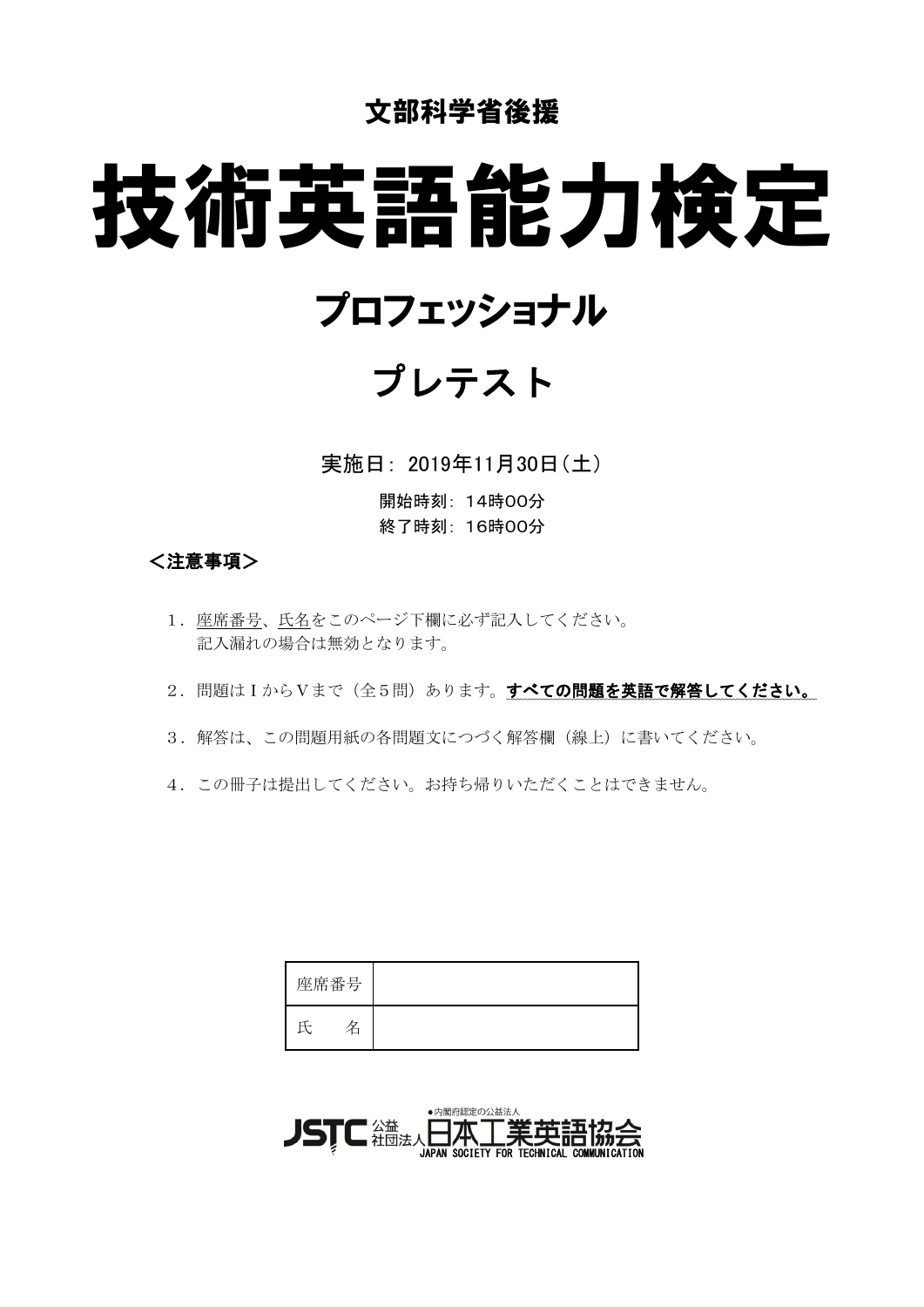文部科学省後援

# 技術英語能力検定

## プロフェッショナル

## プレテスト

実施日：2019年11月30日（土）

開始時刻：14時00分
終了時刻：16時00分

**＜注意事項＞**

1．座席番号、氏名をこのページ下欄に必ず記入してください。
　記入漏れの場合は無効となります。

2．問題はⅠからⅤまで（全５問）あります。**すべての問題を英語で解答してください。**

3．解答は、この問題用紙の各問題文につづく解答欄（線上）に書いてください。

4．この冊子は提出してください。お持ち帰りいただくことはできません。

| 座席番号 | |
|---|---|
| 氏　　名 | |

JSTC 公益社団法人 日本工業英語協会
●内閣府認定の公益法人
JAPAN SOCIETY FOR TECHNICAL COMMUNICATION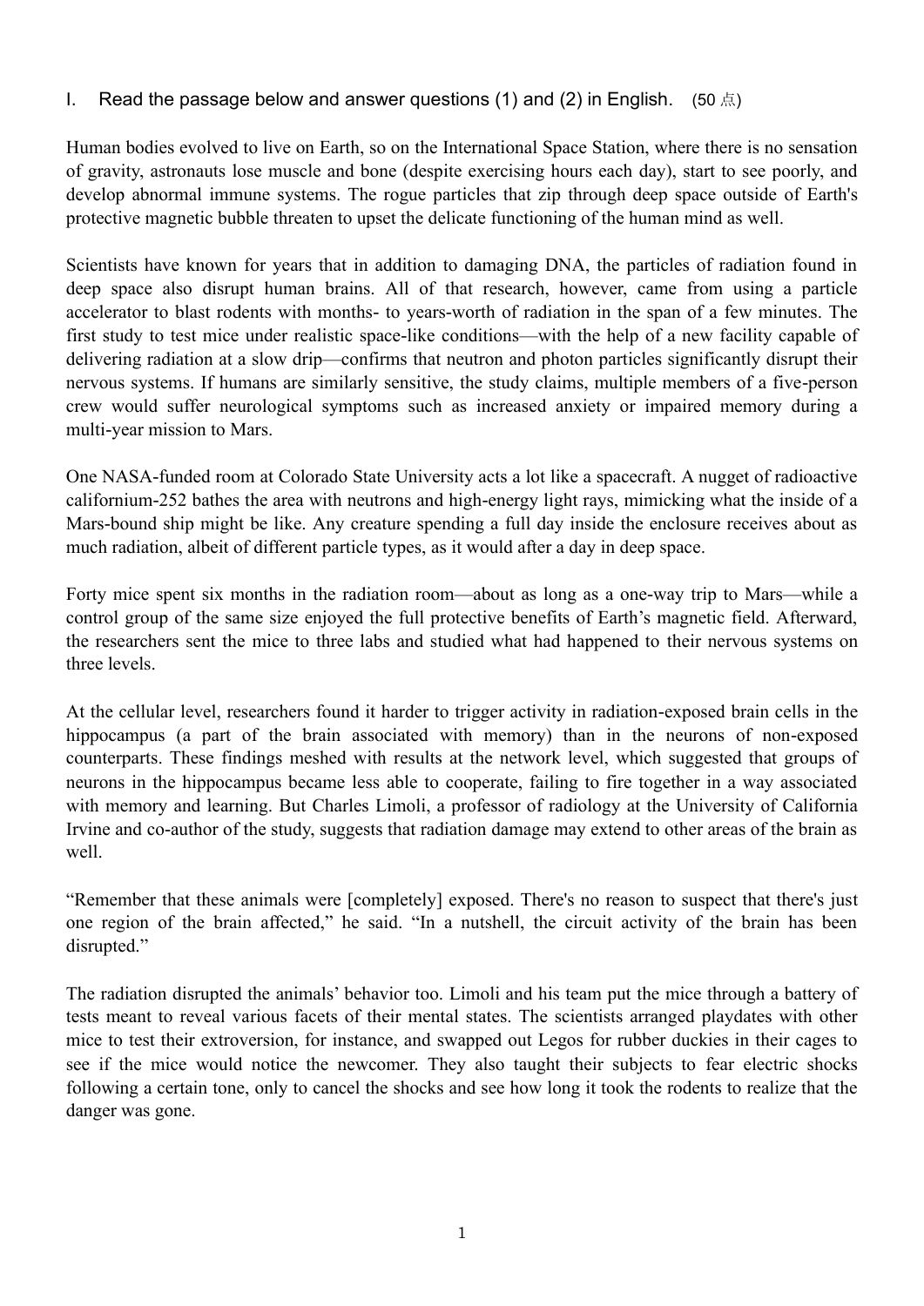I. Read the passage below and answer questions (1) and (2) in English. (50 点)

Human bodies evolved to live on Earth, so on the International Space Station, where there is no sensation of gravity, astronauts lose muscle and bone (despite exercising hours each day), start to see poorly, and develop abnormal immune systems. The rogue particles that zip through deep space outside of Earth's protective magnetic bubble threaten to upset the delicate functioning of the human mind as well.

Scientists have known for years that in addition to damaging DNA, the particles of radiation found in deep space also disrupt human brains. All of that research, however, came from using a particle accelerator to blast rodents with months- to years-worth of radiation in the span of a few minutes. The first study to test mice under realistic space-like conditions—with the help of a new facility capable of delivering radiation at a slow drip—confirms that neutron and photon particles significantly disrupt their nervous systems. If humans are similarly sensitive, the study claims, multiple members of a five-person crew would suffer neurological symptoms such as increased anxiety or impaired memory during a multi-year mission to Mars.

One NASA-funded room at Colorado State University acts a lot like a spacecraft. A nugget of radioactive californium-252 bathes the area with neutrons and high-energy light rays, mimicking what the inside of a Mars-bound ship might be like. Any creature spending a full day inside the enclosure receives about as much radiation, albeit of different particle types, as it would after a day in deep space.

Forty mice spent six months in the radiation room—about as long as a one-way trip to Mars—while a control group of the same size enjoyed the full protective benefits of Earth's magnetic field. Afterward, the researchers sent the mice to three labs and studied what had happened to their nervous systems on three levels.

At the cellular level, researchers found it harder to trigger activity in radiation-exposed brain cells in the hippocampus (a part of the brain associated with memory) than in the neurons of non-exposed counterparts. These findings meshed with results at the network level, which suggested that groups of neurons in the hippocampus became less able to cooperate, failing to fire together in a way associated with memory and learning. But Charles Limoli, a professor of radiology at the University of California Irvine and co-author of the study, suggests that radiation damage may extend to other areas of the brain as well.

"Remember that these animals were [completely] exposed. There's no reason to suspect that there's just one region of the brain affected," he said. "In a nutshell, the circuit activity of the brain has been disrupted."

The radiation disrupted the animals' behavior too. Limoli and his team put the mice through a battery of tests meant to reveal various facets of their mental states. The scientists arranged playdates with other mice to test their extroversion, for instance, and swapped out Legos for rubber duckies in their cages to see if the mice would notice the newcomer. They also taught their subjects to fear electric shocks following a certain tone, only to cancel the shocks and see how long it took the rodents to realize that the danger was gone.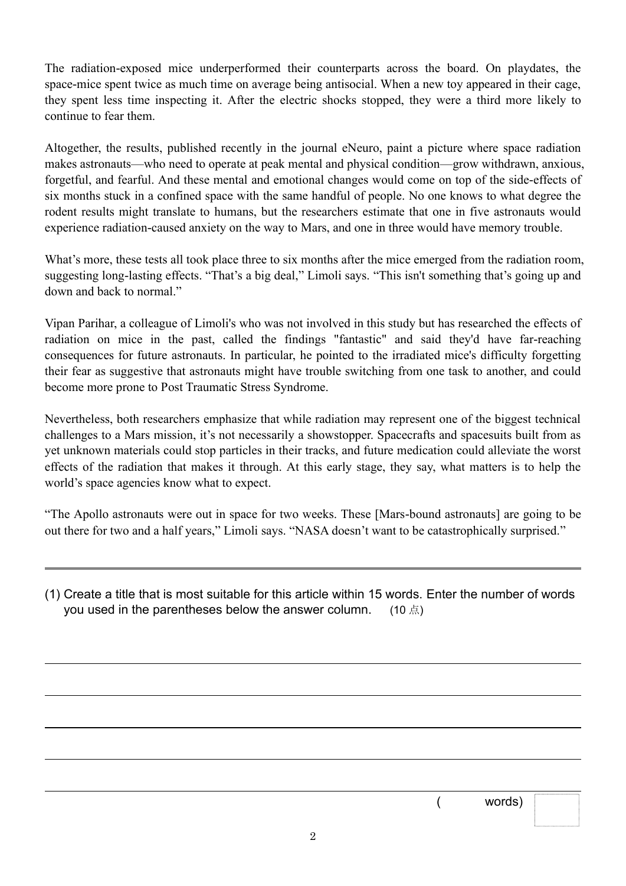The radiation-exposed mice underperformed their counterparts across the board. On playdates, the space-mice spent twice as much time on average being antisocial. When a new toy appeared in their cage, they spent less time inspecting it. After the electric shocks stopped, they were a third more likely to continue to fear them.

Altogether, the results, published recently in the journal eNeuro, paint a picture where space radiation makes astronauts—who need to operate at peak mental and physical condition—grow withdrawn, anxious, forgetful, and fearful. And these mental and emotional changes would come on top of the side-effects of six months stuck in a confined space with the same handful of people. No one knows to what degree the rodent results might translate to humans, but the researchers estimate that one in five astronauts would experience radiation-caused anxiety on the way to Mars, and one in three would have memory trouble.

What's more, these tests all took place three to six months after the mice emerged from the radiation room, suggesting long-lasting effects. "That's a big deal," Limoli says. "This isn't something that's going up and down and back to normal."

Vipan Parihar, a colleague of Limoli's who was not involved in this study but has researched the effects of radiation on mice in the past, called the findings "fantastic" and said they'd have far-reaching consequences for future astronauts. In particular, he pointed to the irradiated mice's difficulty forgetting their fear as suggestive that astronauts might have trouble switching from one task to another, and could become more prone to Post Traumatic Stress Syndrome.

Nevertheless, both researchers emphasize that while radiation may represent one of the biggest technical challenges to a Mars mission, it's not necessarily a showstopper. Spacecrafts and spacesuits built from as yet unknown materials could stop particles in their tracks, and future medication could alleviate the worst effects of the radiation that makes it through. At this early stage, they say, what matters is to help the world's space agencies know what to expect.

"The Apollo astronauts were out in space for two weeks. These [Mars-bound astronauts] are going to be out there for two and a half years," Limoli says. "NASA doesn't want to be catastrophically surprised."

---

(1) Create a title that is most suitable for this article within 15 words. Enter the number of words you used in the parentheses below the answer column. (10 点)

( words)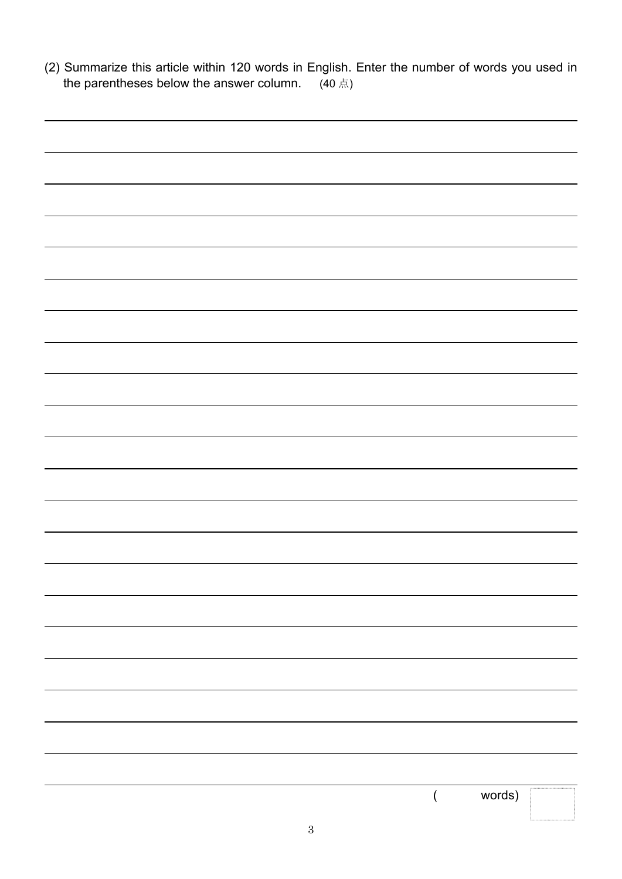(2) Summarize this article within 120 words in English. Enter the number of words you used in the parentheses below the answer column.　(40 点)

( words)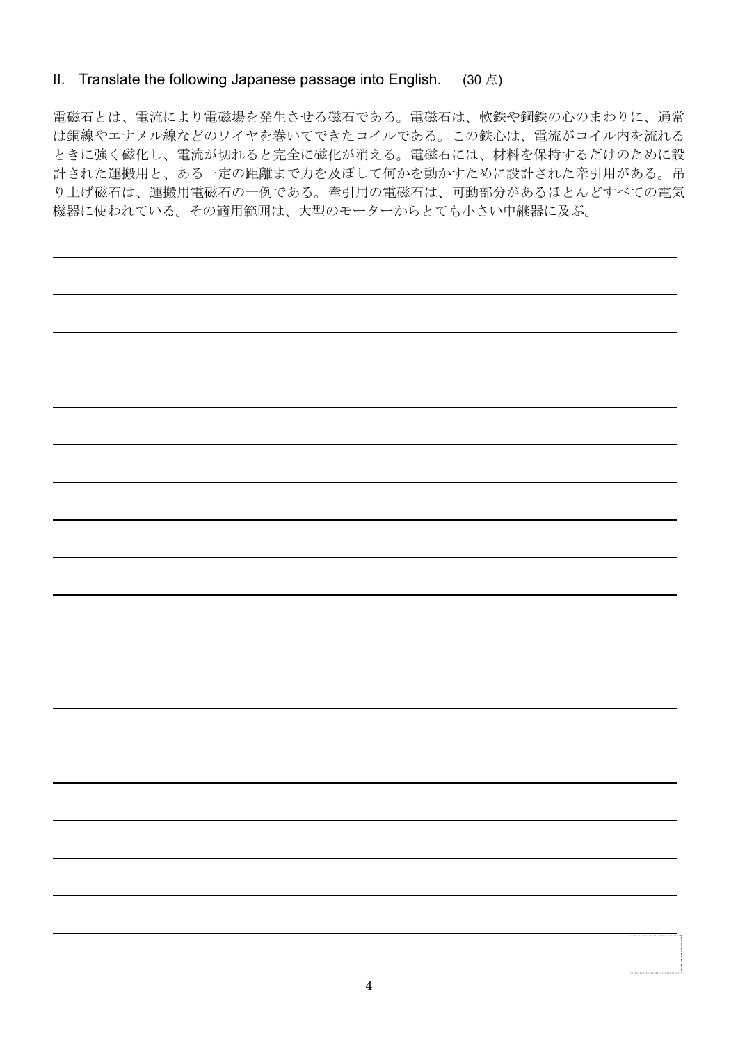II. Translate the following Japanese passage into English. (30 点)

電磁石とは、電流により電磁場を発生させる磁石である。電磁石は、軟鉄や鋼鉄の心のまわりに、通常は銅線やエナメル線などのワイヤを巻いてできたコイルである。この鉄心は、電流がコイル内を流れるときに強く磁化し、電流が切れると完全に磁化が消える。電磁石には、材料を保持するだけのために設計された運搬用と、ある一定の距離まで力を及ぼして何かを動かすために設計された牽引用がある。吊り上げ磁石は、運搬用電磁石の一例である。牽引用の電磁石は、可動部分があるほとんどすべての電気機器に使われている。その適用範囲は、大型のモーターからとても小さい中継器に及ぶ。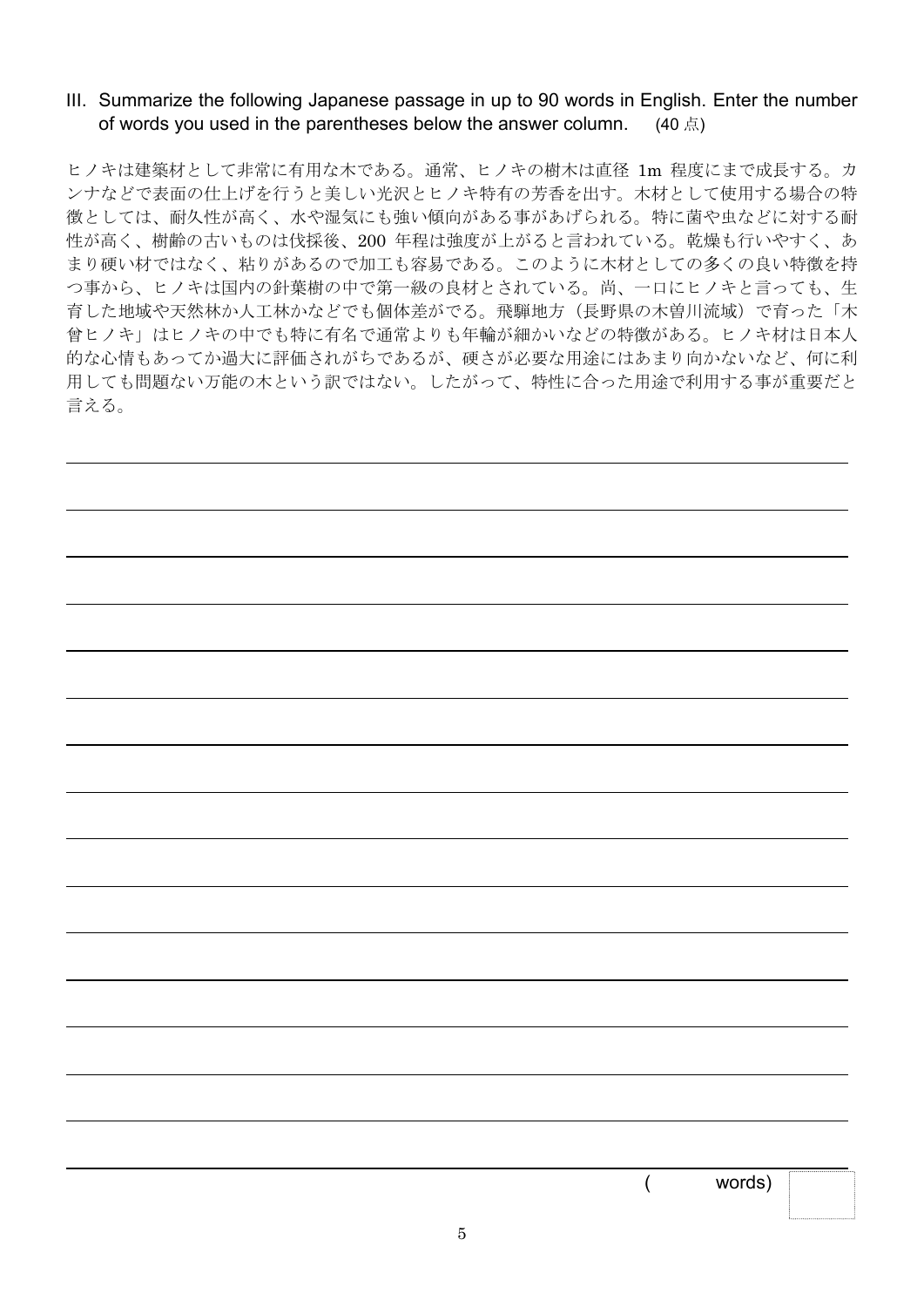III. Summarize the following Japanese passage in up to 90 words in English. Enter the number of words you used in the parentheses below the answer column. (40 点)

ヒノキは建築材として非常に有用な木である。通常、ヒノキの樹木は直径 1m 程度にまで成長する。カンナなどで表面の仕上げを行うと美しい光沢とヒノキ特有の芳香を出す。木材として使用する場合の特徴としては、耐久性が高く、水や湿気にも強い傾向がある事があげられる。特に菌や虫などに対する耐性が高く、樹齢の古いものは伐採後、200 年程は強度が上がると言われている。乾燥も行いやすく、あまり硬い材ではなく、粘りがあるので加工も容易である。このように木材としての多くの良い特徴を持つ事から、ヒノキは国内の針葉樹の中で第一級の良材とされている。尚、一口にヒノキと言っても、生育した地域や天然林か人工林かなどでも個体差がでる。飛騨地方（長野県の木曽川流域）で育った「木曽ヒノキ」はヒノキの中でも特に有名で通常よりも年輪が細かいなどの特徴がある。ヒノキ材は日本人的な心情もあってか過大に評価されがちであるが、硬さが必要な用途にはあまり向かないなど、何に利用しても問題ない万能の木という訳ではない。したがって、特性に合った用途で利用する事が重要だと言える。

( words)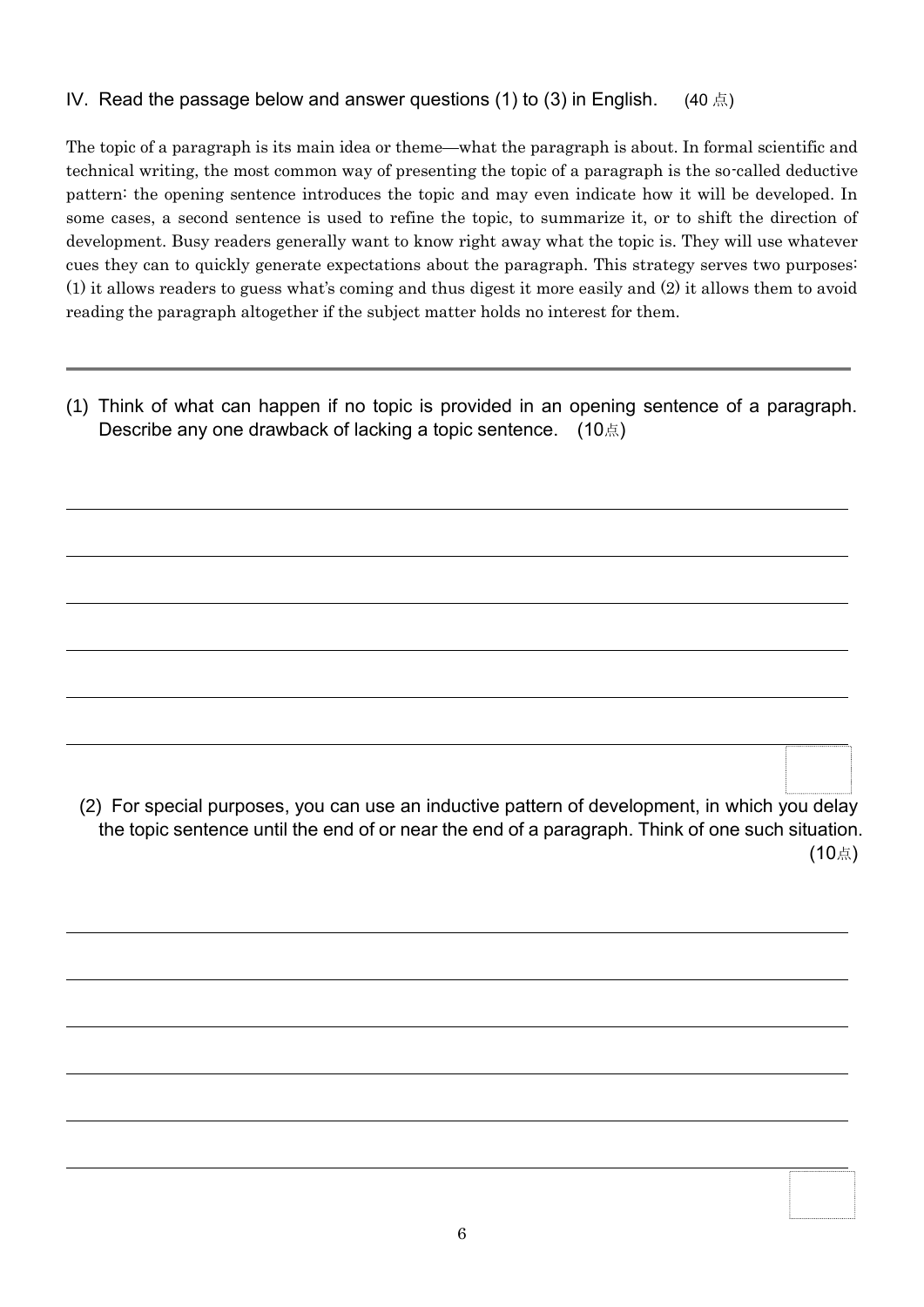IV. Read the passage below and answer questions (1) to (3) in English. (40 点)

The topic of a paragraph is its main idea or theme—what the paragraph is about. In formal scientific and technical writing, the most common way of presenting the topic of a paragraph is the so-called deductive pattern: the opening sentence introduces the topic and may even indicate how it will be developed. In some cases, a second sentence is used to refine the topic, to summarize it, or to shift the direction of development. Busy readers generally want to know right away what the topic is. They will use whatever cues they can to quickly generate expectations about the paragraph. This strategy serves two purposes: (1) it allows readers to guess what's coming and thus digest it more easily and (2) it allows them to avoid reading the paragraph altogether if the subject matter holds no interest for them.

---

(1) Think of what can happen if no topic is provided in an opening sentence of a paragraph. Describe any one drawback of lacking a topic sentence. (10点)

(2) For special purposes, you can use an inductive pattern of development, in which you delay the topic sentence until the end of or near the end of a paragraph. Think of one such situation. (10点)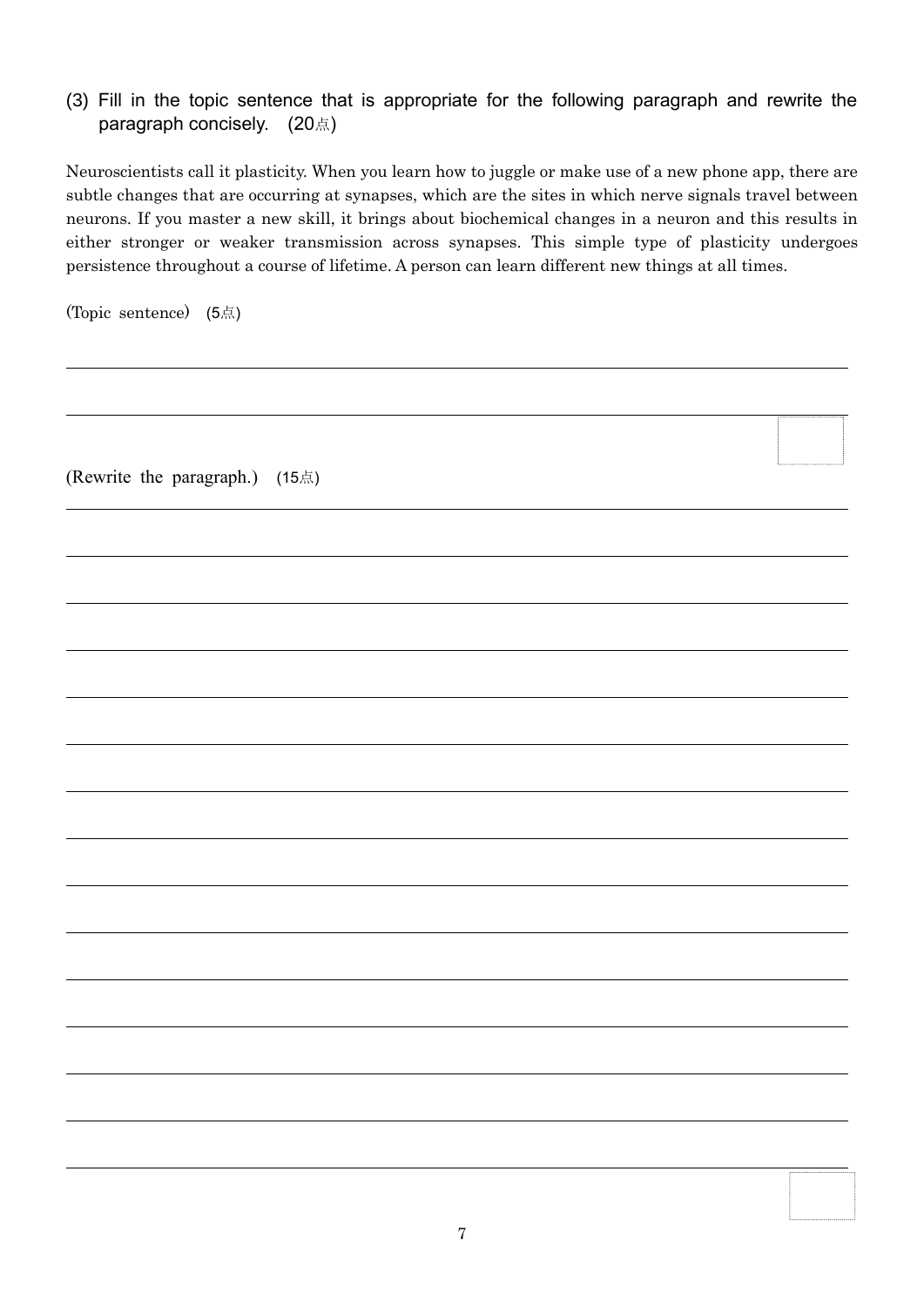(3) Fill in the topic sentence that is appropriate for the following paragraph and rewrite the paragraph concisely. (20点)

Neuroscientists call it plasticity. When you learn how to juggle or make use of a new phone app, there are subtle changes that are occurring at synapses, which are the sites in which nerve signals travel between neurons. If you master a new skill, it brings about biochemical changes in a neuron and this results in either stronger or weaker transmission across synapses. This simple type of plasticity undergoes persistence throughout a course of lifetime. A person can learn different new things at all times.

(Topic sentence) (5点)

(Rewrite the paragraph.) (15点)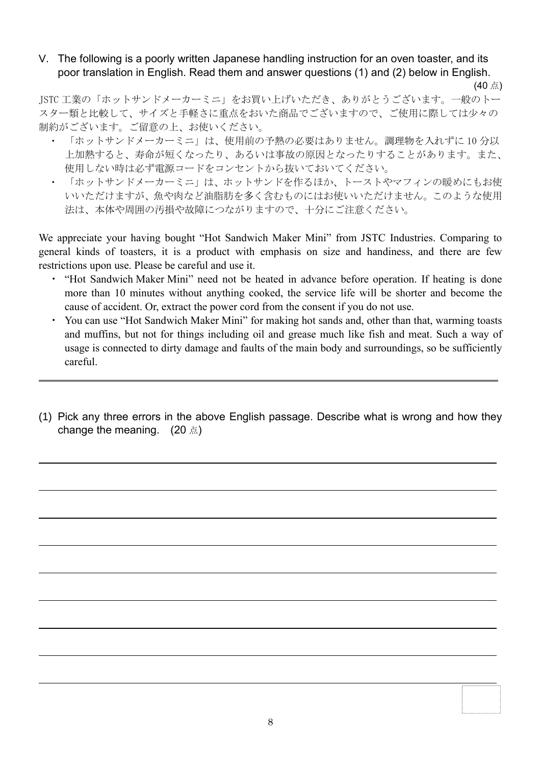V. The following is a poorly written Japanese handling instruction for an oven toaster, and its poor translation in English. Read them and answer questions (1) and (2) below in English.

(40 点)

JSTC 工業の「ホットサンドメーカーミニ」をお買い上げいただき、ありがとうございます。一般のトースター類と比較して、サイズと手軽さに重点をおいた商品でございますので、ご使用に際しては少々の制約がございます。ご留意の上、お使いください。

- 「ホットサンドメーカーミニ」は、使用前の予熱の必要はありません。調理物を入れずに 10 分以上加熱すると、寿命が短くなったり、あるいは事故の原因となったりすることがあります。また、使用しない時は必ず電源コードをコンセントから抜いておいてください。
- 「ホットサンドメーカーミニ」は、ホットサンドを作るほか、トーストやマフィンの暖めにもお使いいただけますが、魚や肉など油脂肪を多く含むものにはお使いいただけません。このような使用法は、本体や周囲の汚損や故障につながりますので、十分にご注意ください。

We appreciate your having bought "Hot Sandwich Maker Mini" from JSTC Industries. Comparing to general kinds of toasters, it is a product with emphasis on size and handiness, and there are few restrictions upon use. Please be careful and use it.

- "Hot Sandwich Maker Mini" need not be heated in advance before operation. If heating is done more than 10 minutes without anything cooked, the service life will be shorter and become the cause of accident. Or, extract the power cord from the consent if you do not use.
- You can use "Hot Sandwich Maker Mini" for making hot sands and, other than that, warming toasts and muffins, but not for things including oil and grease much like fish and meat. Such a way of usage is connected to dirty damage and faults of the main body and surroundings, so be sufficiently careful.

---

(1) Pick any three errors in the above English passage. Describe what is wrong and how they change the meaning. (20 点)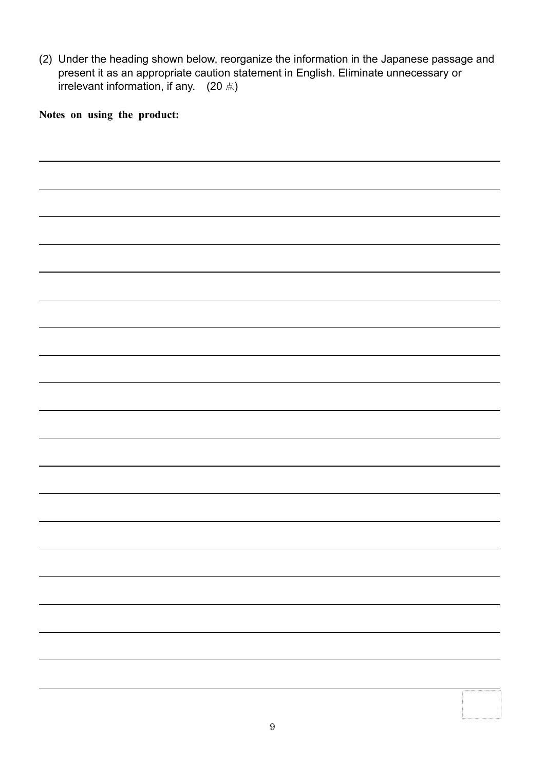(2) Under the heading shown below, reorganize the information in the Japanese passage and present it as an appropriate caution statement in English. Eliminate unnecessary or irrelevant information, if any.　(20 点)

**Notes on using the product:**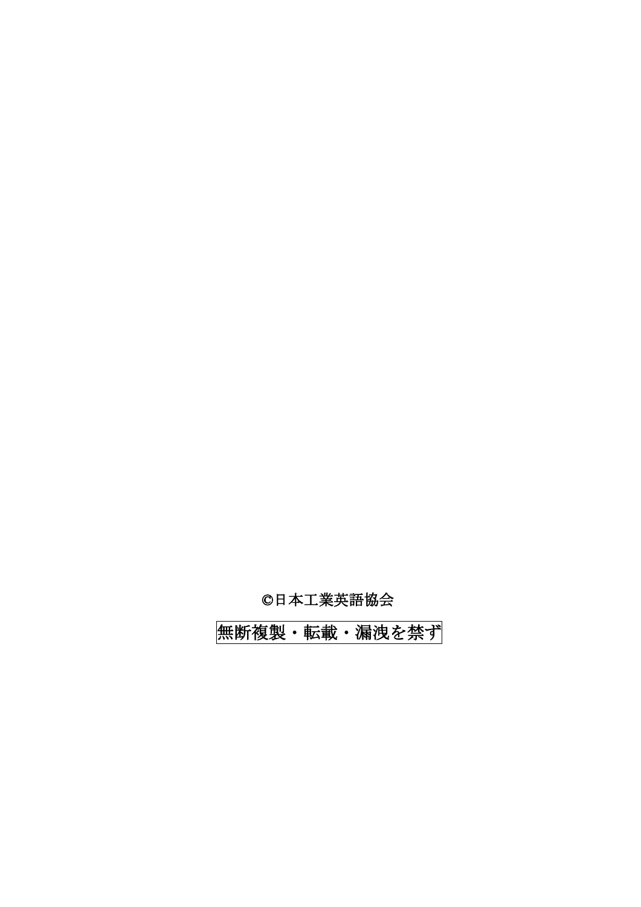©日本工業英語協会

無断複製・転載・漏洩を禁ず